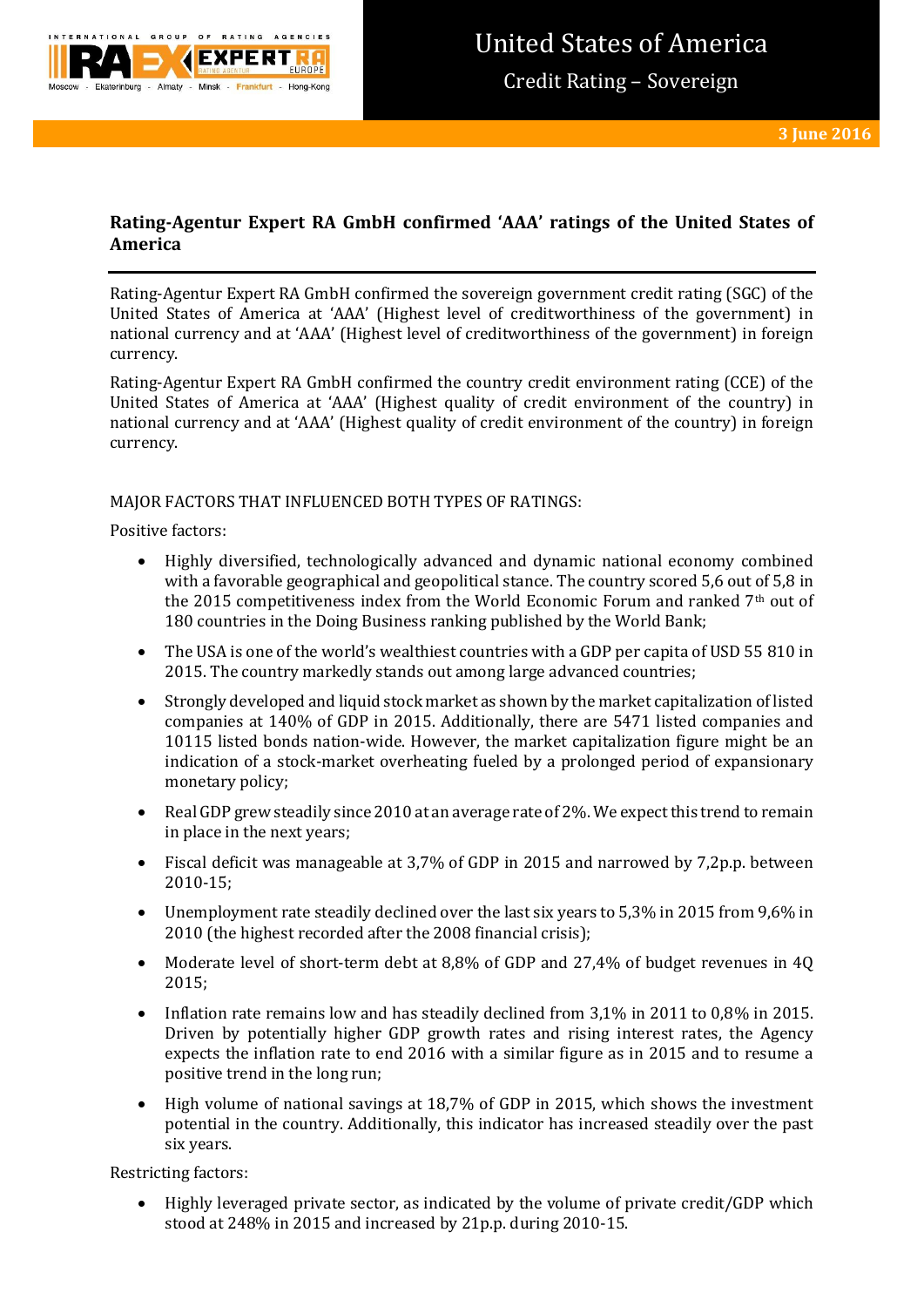# United States of America

## Credit Rating – Sovereign

**3 June 2016**

## Rating-Agentur Expert RA GmbH confirmed 'AAA' ratings of the United States of America

Rating-Agentur Expert RA GmbH confirmed the sovereign government credit rating (SGC) of the United States of America at 'AAA' (Highest level of creditworthiness of the government) in national currency and at 'AAA' (Highest level of creditworthiness of the government) in foreign currency.

Rating-Agentur Expert RA GmbH confirmed the country credit environment rating (CCE) of the United States of America at 'AAA' (Highest quality of credit environment of the country) in national currency and at 'AAA' (Highest quality of credit environment of the country) in foreign currency.

MAJOR FACTORS THAT INFLUENCED BOTH TYPES OF RATINGS:

Positive factors:

- Highly diversified, technologically advanced and dynamic national economy combined with a favorable geographical and geopolitical stance. The country scored 5,6 out of 5,8 in the 2015 competitiveness index from the World Economic Forum and ranked 7th out of 180 countries in the Doing Business ranking published by the World Bank;
- The USA is one of the world's wealthiest countries with a GDP per capita of USD 55 810 in 2015. The country markedly stands out among large advanced countries;
- Strongly developed and liquid stock market as shown by the market capitalization of listed companies at 140% of GDP in 2015. Additionally, there are 5471 listed companies and 10115 listed bonds nation-wide. However, the market capitalization figure might be an indication of a stock-market overheating fueled by a prolonged period of expansionary monetary policy;
- Real GDP grew steadily since 2010 at an average rate of 2%. We expect this trend to remain in place in the next years;
- Fiscal deficit was manageable at 3,7% of GDP in 2015 and narrowed by 7,2p.p. between 2010-15;
- Unemployment rate steadily declined over the last six years to 5,3% in 2015 from 9,6% in 2010 (the highest recorded after the 2008 financial crisis);
- Moderate level of short-term debt at 8,8% of GDP and 27,4% of budget revenues in 4Q 2015;
- Inflation rate remains low and has steadily declined from 3,1% in 2011 to 0,8% in 2015. Driven by potentially higher GDP growth rates and rising interest rates, the Agency expects the inflation rate to end 2016 with a similar figure as in 2015 and to resume a positive trend in the long run;
- High volume of national savings at 18,7% of GDP in 2015, which shows the investment potential in the country. Additionally, this indicator has increased steadily over the past six years.

Restricting factors:

- Highly leveraged private sector, as indicated by the volume of private credit/GDP which stood at 248% in 2015 and increased by 21p.p. during 2010-15.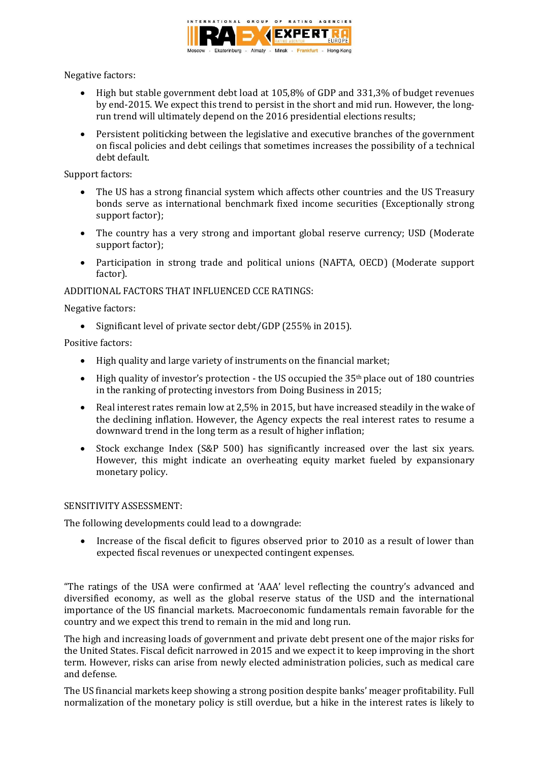Negative factors:

- High but stable government debt load at 105,8% of GDP and 331,3% of budget revenues by end-2015. We expect this trend to persist in the short and mid run. However, the long-run trend will ultimately depend on the 2016 presidential elections results;
- Persistent politicking between the legislative and executive branches of the government on fiscal policies and debt ceilings that sometimes increases the possibility of a technical debt default.

Support factors:

- The US has a strong financial system which affects other countries and the US Treasury bonds serve as international benchmark fixed income securities (Exceptionally strong support factor);
- The country has a very strong and important global reserve currency; USD (Moderate support factor);
- Participation in strong trade and political unions (NAFTA, OECD) (Moderate support factor).

ADDITIONAL FACTORS THAT INFLUENCED CCE RATINGS:

Negative factors:

- Significant level of private sector debt/GDP (255% in 2015).

Positive factors:

- High quality and large variety of instruments on the financial market;
- High quality of investor's protection - the US occupied the 35th place out of 180 countries in the ranking of protecting investors from Doing Business in 2015;
- Real interest rates remain low at 2,5% in 2015, but have increased steadily in the wake of the declining inflation. However, the Agency expects the real interest rates to resume a downward trend in the long term as a result of higher inflation;
- Stock exchange Index (S&P 500) has significantly increased over the last six years. However, this might indicate an overheating equity market fueled by expansionary monetary policy.

SENSITIVITY ASSESSMENT:

The following developments could lead to a downgrade:

- Increase of the fiscal deficit to figures observed prior to 2010 as a result of lower than expected fiscal revenues or unexpected contingent expenses.

"The ratings of the USA were confirmed at 'AAA' level reflecting the country's advanced and diversified economy, as well as the global reserve status of the USD and the international importance of the US financial markets. Macroeconomic fundamentals remain favorable for the country and we expect this trend to remain in the mid and long run.

The high and increasing loads of government and private debt present one of the major risks for the United States. Fiscal deficit narrowed in 2015 and we expect it to keep improving in the short term. However, risks can arise from newly elected administration policies, such as medical care and defense.

The US financial markets keep showing a strong position despite banks' meager profitability. Full normalization of the monetary policy is still overdue, but a hike in the interest rates is likely to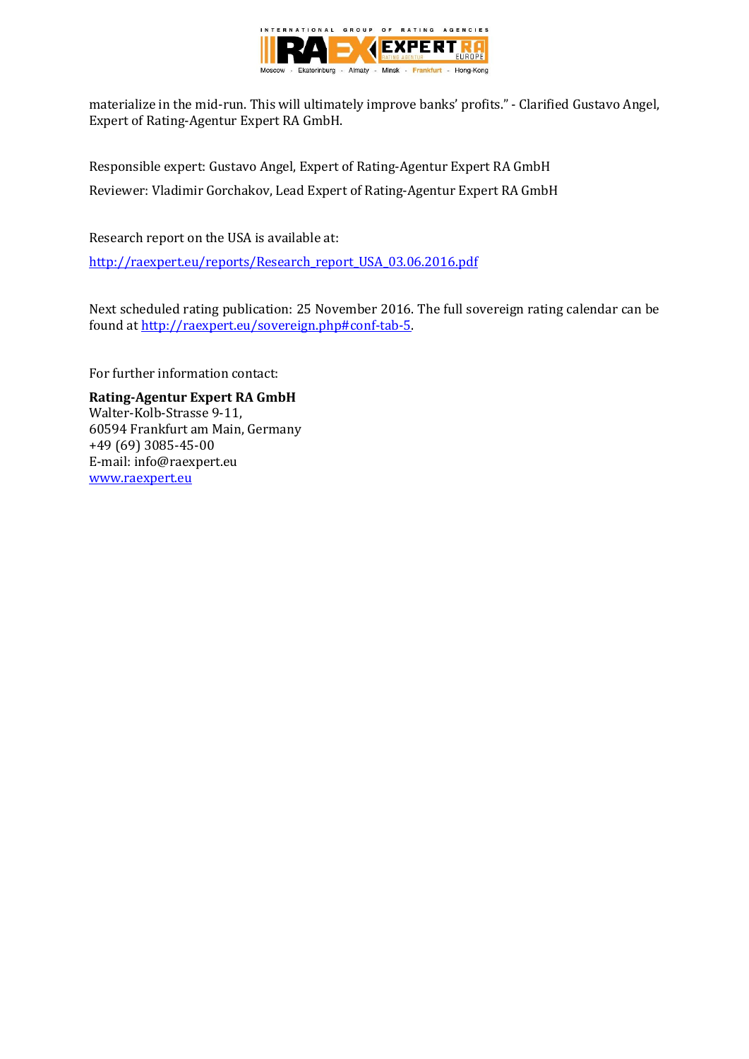materialize in the mid-run. This will ultimately improve banks' profits." - Clarified Gustavo Angel, Expert of Rating-Agentur Expert RA GmbH.

Responsible expert: Gustavo Angel, Expert of Rating-Agentur Expert RA GmbH

Reviewer: Vladimir Gorchakov, Lead Expert of Rating-Agentur Expert RA GmbH

Research report on the USA is available at:

http://raexpert.eu/reports/Research_report_USA_03.06.2016.pdf

Next scheduled rating publication: 25 November 2016. The full sovereign rating calendar can be found at http://raexpert.eu/sovereign.php#conf-tab-5.

For further information contact:

**Rating-Agentur Expert RA GmbH**
Walter-Kolb-Strasse 9-11,
60594 Frankfurt am Main, Germany
+49 (69) 3085-45-00
E-mail: info@raexpert.eu
www.raexpert.eu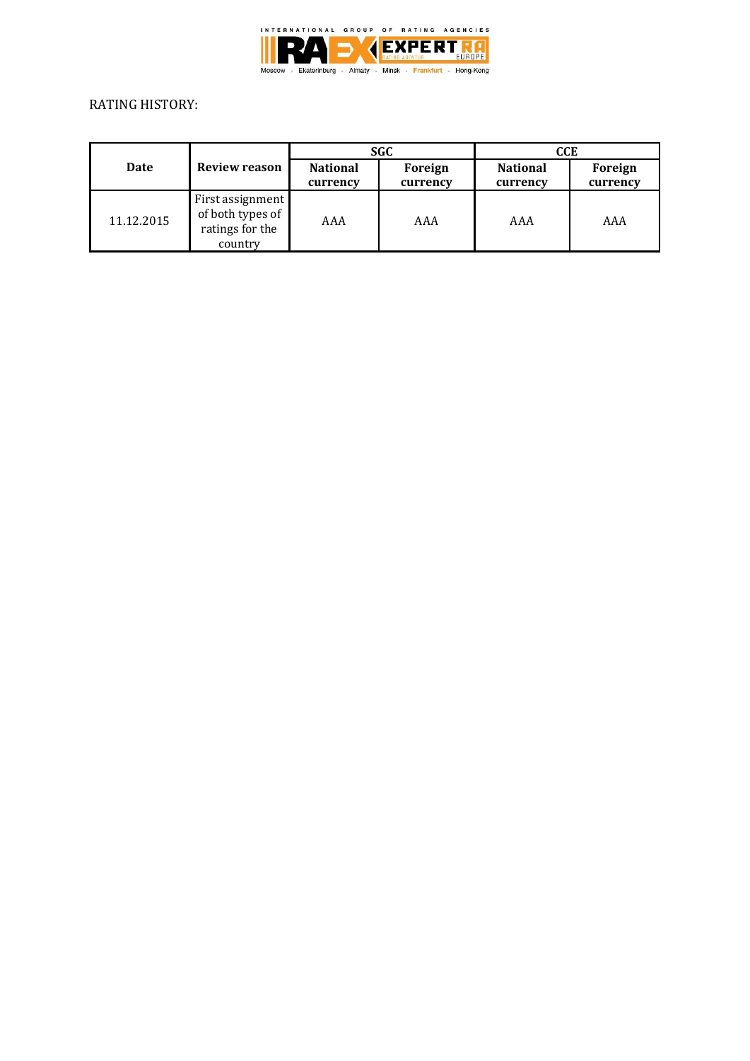RATING HISTORY:

| Date | Review reason | SGC | | CCE | |
|---|---|---|---|---|---|
| | | **National currency** | **Foreign currency** | **National currency** | **Foreign currency** |
| 11.12.2015 | First assignment of both types of ratings for the country | AAA | AAA | AAA | AAA |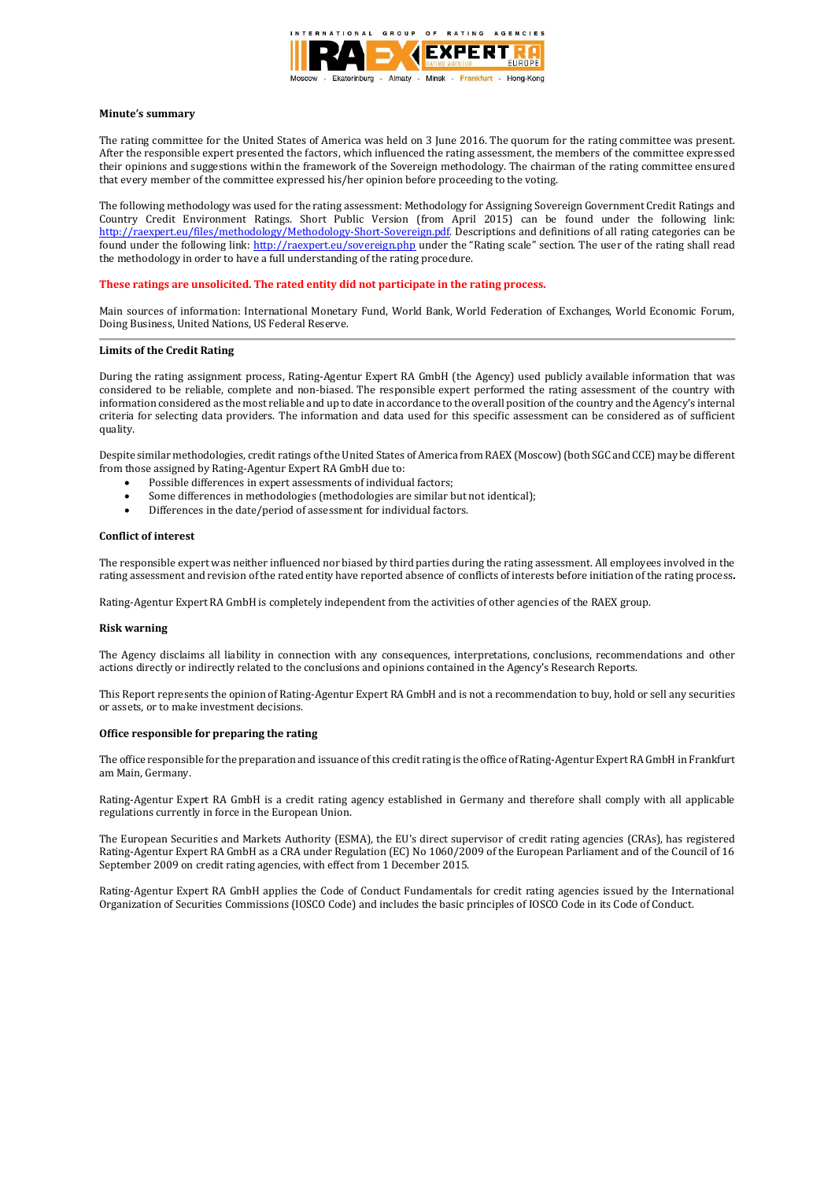**Minute's summary**

The rating committee for the United States of America was held on 3 June 2016. The quorum for the rating committee was present. After the responsible expert presented the factors, which influenced the rating assessment, the members of the committee expressed their opinions and suggestions within the framework of the Sovereign methodology. The chairman of the rating committee ensured that every member of the committee expressed his/her opinion before proceeding to the voting.

The following methodology was used for the rating assessment: Methodology for Assigning Sovereign Government Credit Ratings and Country Credit Environment Ratings. Short Public Version (from April 2015) can be found under the following link: http://raexpert.eu/files/methodology/Methodology-Short-Sovereign.pdf. Descriptions and definitions of all rating categories can be found under the following link: http://raexpert.eu/sovereign.php under the "Rating scale" section. The user of the rating shall read the methodology in order to have a full understanding of the rating procedure.

**These ratings are unsolicited. The rated entity did not participate in the rating process.**

Main sources of information: International Monetary Fund, World Bank, World Federation of Exchanges, World Economic Forum, Doing Business, United Nations, US Federal Reserve.

**Limits of the Credit Rating**

During the rating assignment process, Rating-Agentur Expert RA GmbH (the Agency) used publicly available information that was considered to be reliable, complete and non-biased. The responsible expert performed the rating assessment of the country with information considered as the most reliable and up to date in accordance to the overall position of the country and the Agency's internal criteria for selecting data providers. The information and data used for this specific assessment can be considered as of sufficient quality.

Despite similar methodologies, credit ratings of the United States of America from RAEX (Moscow) (both SGC and CCE) may be different from those assigned by Rating-Agentur Expert RA GmbH due to:

- Possible differences in expert assessments of individual factors;
- Some differences in methodologies (methodologies are similar but not identical);
- Differences in the date/period of assessment for individual factors.

**Conflict of interest**

The responsible expert was neither influenced nor biased by third parties during the rating assessment. All employees involved in the rating assessment and revision of the rated entity have reported absence of conflicts of interests before initiation of the rating process**.**

Rating-Agentur Expert RA GmbH is completely independent from the activities of other agencies of the RAEX group.

**Risk warning**

The Agency disclaims all liability in connection with any consequences, interpretations, conclusions, recommendations and other actions directly or indirectly related to the conclusions and opinions contained in the Agency's Research Reports.

This Report represents the opinion of Rating-Agentur Expert RA GmbH and is not a recommendation to buy, hold or sell any securities or assets, or to make investment decisions.

**Office responsible for preparing the rating**

The office responsible for the preparation and issuance of this credit rating is the office of Rating-Agentur Expert RA GmbH in Frankfurt am Main, Germany.

Rating-Agentur Expert RA GmbH is a credit rating agency established in Germany and therefore shall comply with all applicable regulations currently in force in the European Union.

The European Securities and Markets Authority (ESMA), the EU's direct supervisor of credit rating agencies (CRAs), has registered Rating-Agentur Expert RA GmbH as a CRA under Regulation (EC) No 1060/2009 of the European Parliament and of the Council of 16 September 2009 on credit rating agencies, with effect from 1 December 2015.

Rating-Agentur Expert RA GmbH applies the Code of Conduct Fundamentals for credit rating agencies issued by the International Organization of Securities Commissions (IOSCO Code) and includes the basic principles of IOSCO Code in its Code of Conduct.